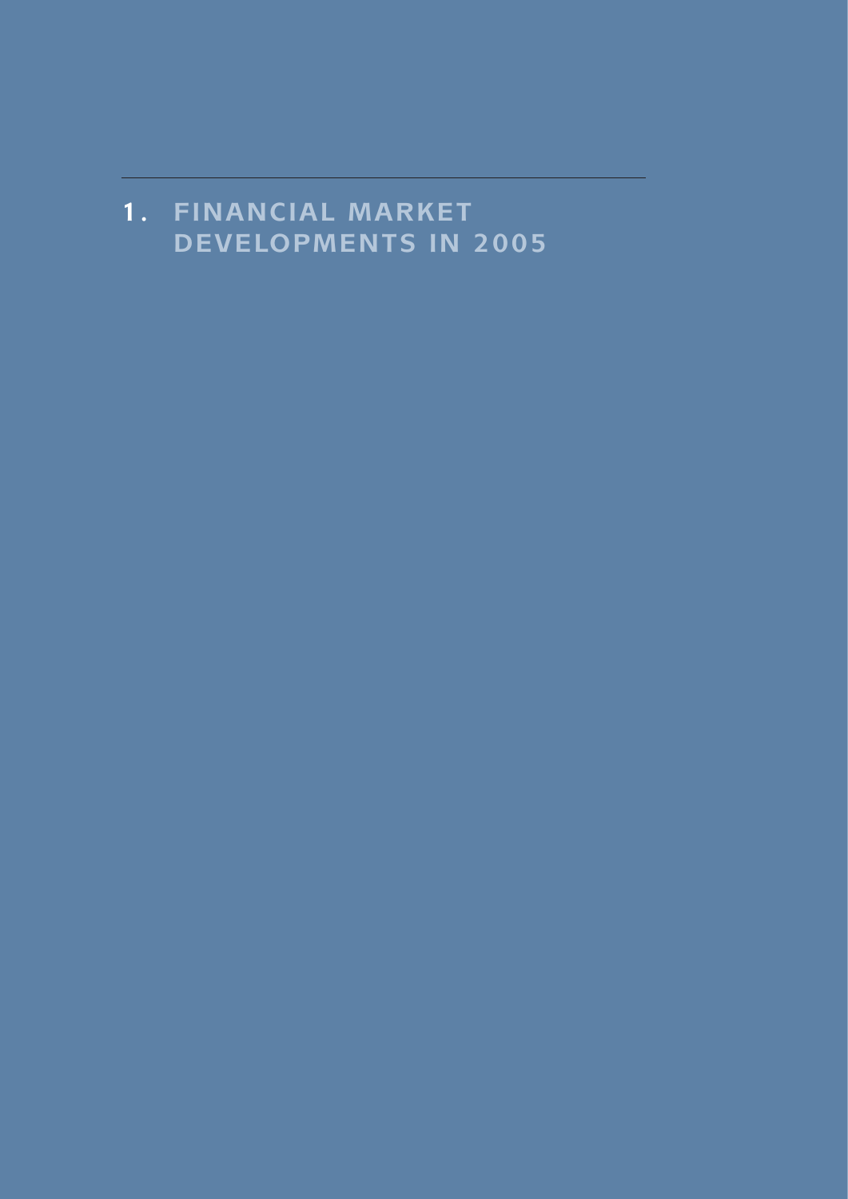# 1. FINANCIAL MARKET DEVELOPMENTS IN 2005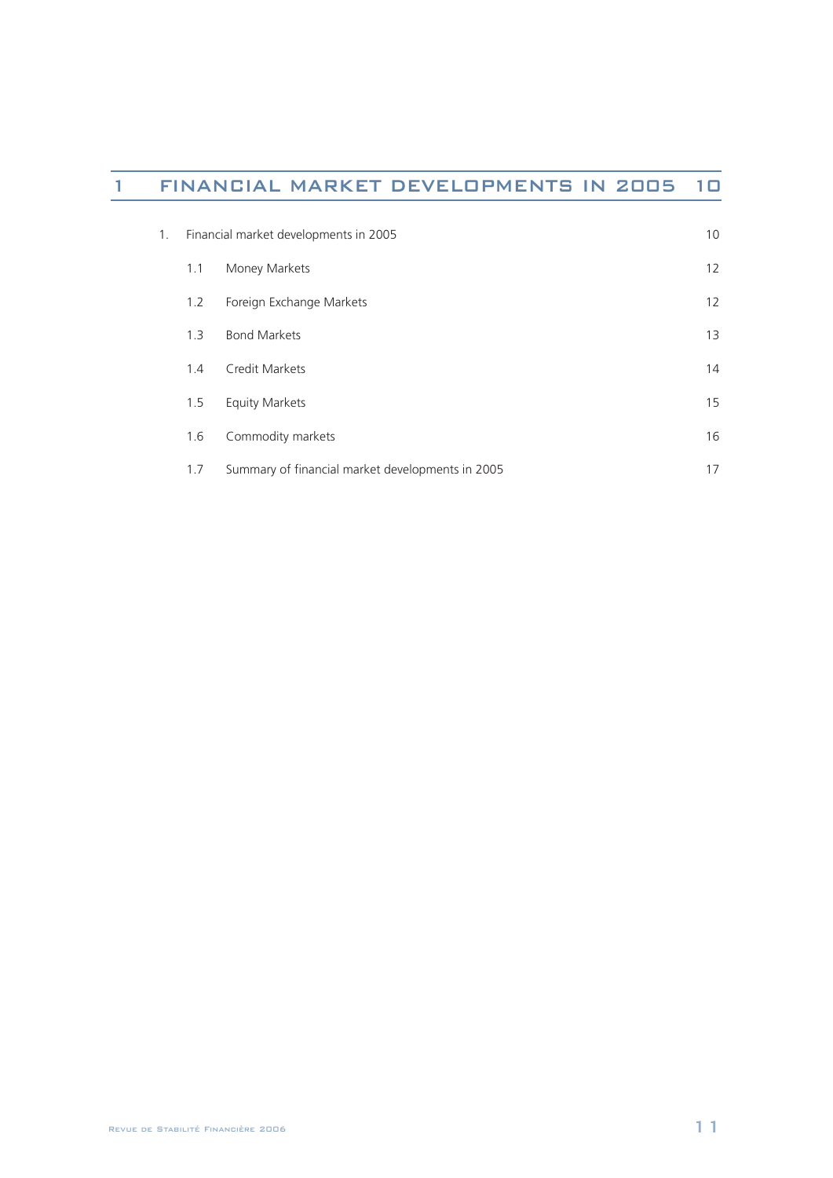# 1 FINANCIAL MARKET DEVELOPMENTS IN 2005 10

| | | |
|---|---|---|
| 1. | Financial market developments in 2005 | 10 |
| 1.1 | Money Markets | 12 |
| 1.2 | Foreign Exchange Markets | 12 |
| 1.3 | Bond Markets | 13 |
| 1.4 | Credit Markets | 14 |
| 1.5 | Equity Markets | 15 |
| 1.6 | Commodity markets | 16 |
| 1.7 | Summary of financial market developments in 2005 | 17 |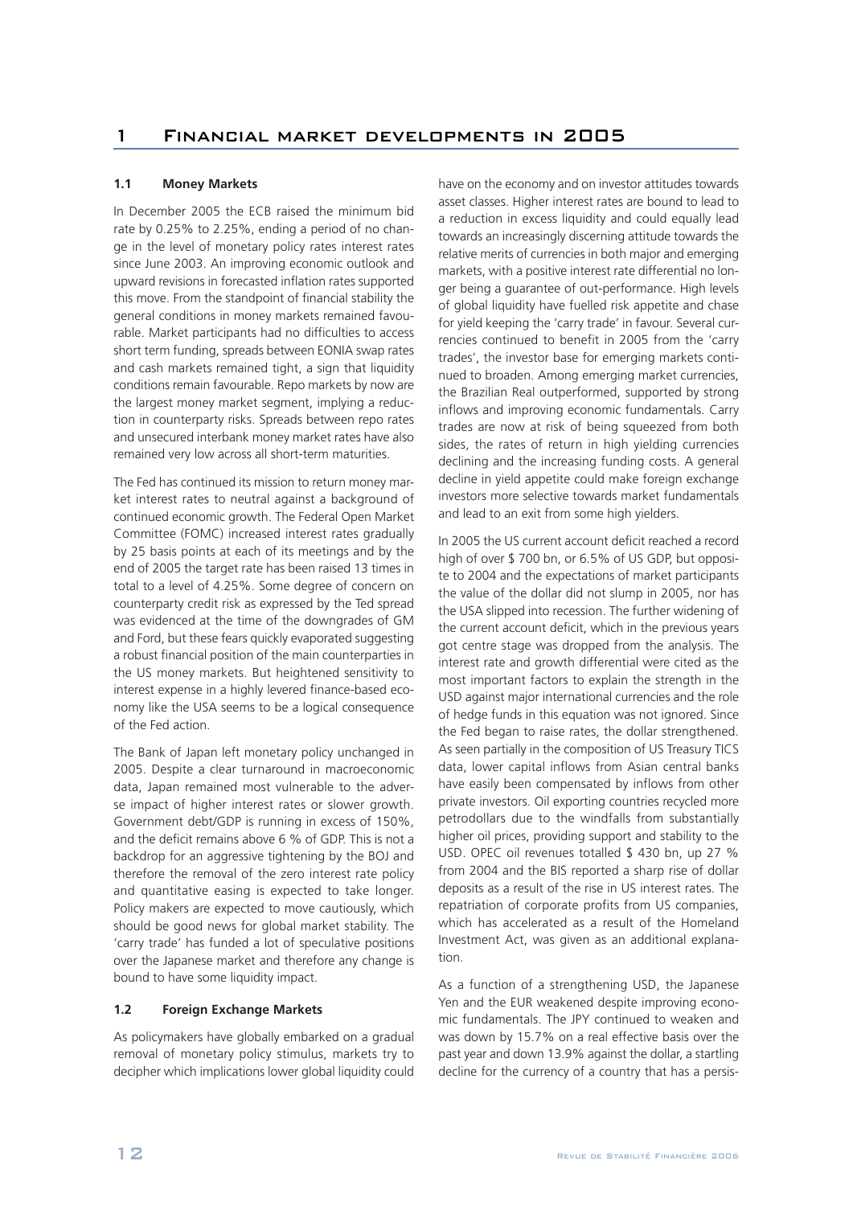# 1 Financial market developments in 2005

### 1.1 Money Markets

In December 2005 the ECB raised the minimum bid rate by 0.25% to 2.25%, ending a period of no change in the level of monetary policy rates interest rates since June 2003. An improving economic outlook and upward revisions in forecasted inflation rates supported this move. From the standpoint of financial stability the general conditions in money markets remained favourable. Market participants had no difficulties to access short term funding, spreads between EONIA swap rates and cash markets remained tight, a sign that liquidity conditions remain favourable. Repo markets by now are the largest money market segment, implying a reduction in counterparty risks. Spreads between repo rates and unsecured interbank money market rates have also remained very low across all short-term maturities.

The Fed has continued its mission to return money market interest rates to neutral against a background of continued economic growth. The Federal Open Market Committee (FOMC) increased interest rates gradually by 25 basis points at each of its meetings and by the end of 2005 the target rate has been raised 13 times in total to a level of 4.25%. Some degree of concern on counterparty credit risk as expressed by the Ted spread was evidenced at the time of the downgrades of GM and Ford, but these fears quickly evaporated suggesting a robust financial position of the main counterparties in the US money markets. But heightened sensitivity to interest expense in a highly levered finance-based economy like the USA seems to be a logical consequence of the Fed action.

The Bank of Japan left monetary policy unchanged in 2005. Despite a clear turnaround in macroeconomic data, Japan remained most vulnerable to the adverse impact of higher interest rates or slower growth. Government debt/GDP is running in excess of 150%, and the deficit remains above 6 % of GDP. This is not a backdrop for an aggressive tightening by the BOJ and therefore the removal of the zero interest rate policy and quantitative easing is expected to take longer. Policy makers are expected to move cautiously, which should be good news for global market stability. The 'carry trade' has funded a lot of speculative positions over the Japanese market and therefore any change is bound to have some liquidity impact.

### 1.2 Foreign Exchange Markets

As policymakers have globally embarked on a gradual removal of monetary policy stimulus, markets try to decipher which implications lower global liquidity could have on the economy and on investor attitudes towards asset classes. Higher interest rates are bound to lead to a reduction in excess liquidity and could equally lead towards an increasingly discerning attitude towards the relative merits of currencies in both major and emerging markets, with a positive interest rate differential no longer being a guarantee of out-performance. High levels of global liquidity have fuelled risk appetite and chase for yield keeping the 'carry trade' in favour. Several currencies continued to benefit in 2005 from the 'carry trades', the investor base for emerging markets continued to broaden. Among emerging market currencies, the Brazilian Real outperformed, supported by strong inflows and improving economic fundamentals. Carry trades are now at risk of being squeezed from both sides, the rates of return in high yielding currencies declining and the increasing funding costs. A general decline in yield appetite could make foreign exchange investors more selective towards market fundamentals and lead to an exit from some high yielders.

In 2005 the US current account deficit reached a record high of over $ 700 bn, or 6.5% of US GDP, but opposite to 2004 and the expectations of market participants the value of the dollar did not slump in 2005, nor has the USA slipped into recession. The further widening of the current account deficit, which in the previous years got centre stage was dropped from the analysis. The interest rate and growth differential were cited as the most important factors to explain the strength in the USD against major international currencies and the role of hedge funds in this equation was not ignored. Since the Fed began to raise rates, the dollar strengthened. As seen partially in the composition of US Treasury TICS data, lower capital inflows from Asian central banks have easily been compensated by inflows from other private investors. Oil exporting countries recycled more petrodollars due to the windfalls from substantially higher oil prices, providing support and stability to the USD. OPEC oil revenues totalled $ 430 bn, up 27 % from 2004 and the BIS reported a sharp rise of dollar deposits as a result of the rise in US interest rates. The repatriation of corporate profits from US companies, which has accelerated as a result of the Homeland Investment Act, was given as an additional explanation.

As a function of a strengthening USD, the Japanese Yen and the EUR weakened despite improving economic fundamentals. The JPY continued to weaken and was down by 15.7% on a real effective basis over the past year and down 13.9% against the dollar, a startling decline for the currency of a country that has a persis-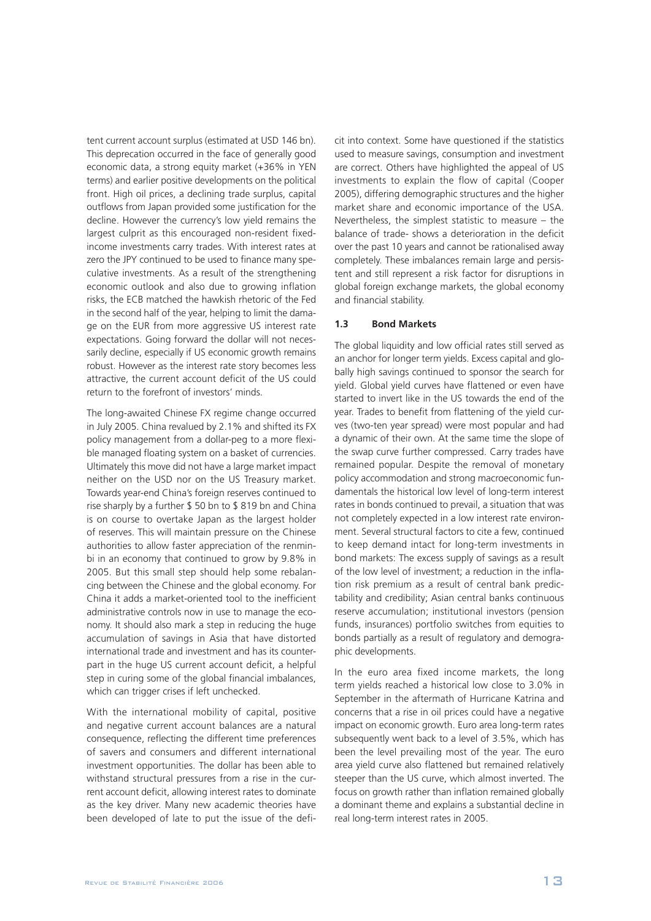tent current account surplus (estimated at USD 146 bn). This deprecation occurred in the face of generally good economic data, a strong equity market (+36% in YEN terms) and earlier positive developments on the political front. High oil prices, a declining trade surplus, capital outflows from Japan provided some justification for the decline. However the currency's low yield remains the largest culprit as this encouraged non-resident fixed-income investments carry trades. With interest rates at zero the JPY continued to be used to finance many speculative investments. As a result of the strengthening economic outlook and also due to growing inflation risks, the ECB matched the hawkish rhetoric of the Fed in the second half of the year, helping to limit the damage on the EUR from more aggressive US interest rate expectations. Going forward the dollar will not necessarily decline, especially if US economic growth remains robust. However as the interest rate story becomes less attractive, the current account deficit of the US could return to the forefront of investors' minds.

The long-awaited Chinese FX regime change occurred in July 2005. China revalued by 2.1% and shifted its FX policy management from a dollar-peg to a more flexible managed floating system on a basket of currencies. Ultimately this move did not have a large market impact neither on the USD nor on the US Treasury market. Towards year-end China's foreign reserves continued to rise sharply by a further $ 50 bn to $ 819 bn and China is on course to overtake Japan as the largest holder of reserves. This will maintain pressure on the Chinese authorities to allow faster appreciation of the renminbi in an economy that continued to grow by 9.8% in 2005. But this small step should help some rebalancing between the Chinese and the global economy. For China it adds a market-oriented tool to the inefficient administrative controls now in use to manage the economy. It should also mark a step in reducing the huge accumulation of savings in Asia that have distorted international trade and investment and has its counterpart in the huge US current account deficit, a helpful step in curing some of the global financial imbalances, which can trigger crises if left unchecked.

With the international mobility of capital, positive and negative current account balances are a natural consequence, reflecting the different time preferences of savers and consumers and different international investment opportunities. The dollar has been able to withstand structural pressures from a rise in the current account deficit, allowing interest rates to dominate as the key driver. Many new academic theories have been developed of late to put the issue of the deficit into context. Some have questioned if the statistics used to measure savings, consumption and investment are correct. Others have highlighted the appeal of US investments to explain the flow of capital (Cooper 2005), differing demographic structures and the higher market share and economic importance of the USA. Nevertheless, the simplest statistic to measure – the balance of trade- shows a deterioration in the deficit over the past 10 years and cannot be rationalised away completely. These imbalances remain large and persistent and still represent a risk factor for disruptions in global foreign exchange markets, the global economy and financial stability.

### 1.3 Bond Markets

The global liquidity and low official rates still served as an anchor for longer term yields. Excess capital and globally high savings continued to sponsor the search for yield. Global yield curves have flattened or even have started to invert like in the US towards the end of the year. Trades to benefit from flattening of the yield curves (two-ten year spread) were most popular and had a dynamic of their own. At the same time the slope of the swap curve further compressed. Carry trades have remained popular. Despite the removal of monetary policy accommodation and strong macroeconomic fundamentals the historical low level of long-term interest rates in bonds continued to prevail, a situation that was not completely expected in a low interest rate environment. Several structural factors to cite a few, continued to keep demand intact for long-term investments in bond markets: The excess supply of savings as a result of the low level of investment; a reduction in the inflation risk premium as a result of central bank predictability and credibility; Asian central banks continuous reserve accumulation; institutional investors (pension funds, insurances) portfolio switches from equities to bonds partially as a result of regulatory and demographic developments.

In the euro area fixed income markets, the long term yields reached a historical low close to 3.0% in September in the aftermath of Hurricane Katrina and concerns that a rise in oil prices could have a negative impact on economic growth. Euro area long-term rates subsequently went back to a level of 3.5%, which has been the level prevailing most of the year. The euro area yield curve also flattened but remained relatively steeper than the US curve, which almost inverted. The focus on growth rather than inflation remained globally a dominant theme and explains a substantial decline in real long-term interest rates in 2005.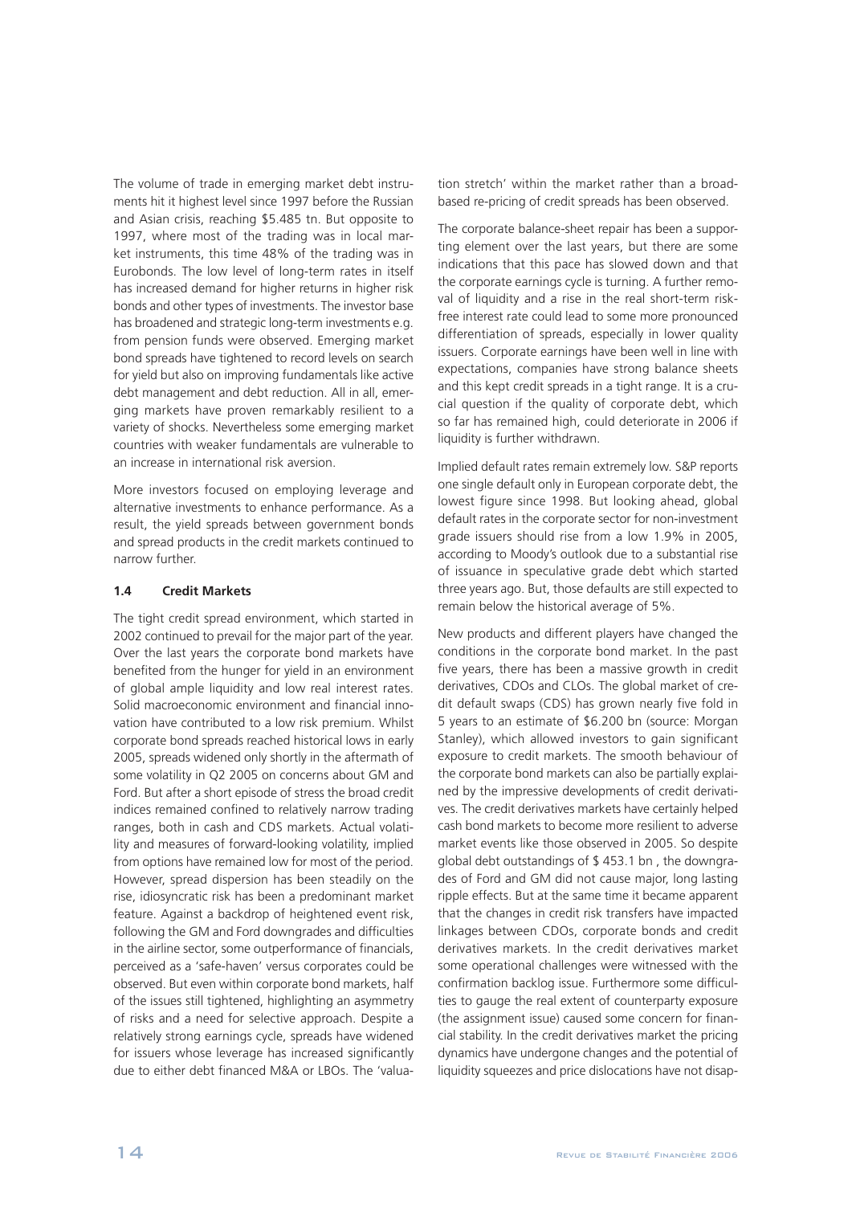The volume of trade in emerging market debt instruments hit it highest level since 1997 before the Russian and Asian crisis, reaching \$5.485 tn. But opposite to 1997, where most of the trading was in local market instruments, this time 48% of the trading was in Eurobonds. The low level of long-term rates in itself has increased demand for higher returns in higher risk bonds and other types of investments. The investor base has broadened and strategic long-term investments e.g. from pension funds were observed. Emerging market bond spreads have tightened to record levels on search for yield but also on improving fundamentals like active debt management and debt reduction. All in all, emerging markets have proven remarkably resilient to a variety of shocks. Nevertheless some emerging market countries with weaker fundamentals are vulnerable to an increase in international risk aversion.

More investors focused on employing leverage and alternative investments to enhance performance. As a result, the yield spreads between government bonds and spread products in the credit markets continued to narrow further.

### 1.4 Credit Markets

The tight credit spread environment, which started in 2002 continued to prevail for the major part of the year. Over the last years the corporate bond markets have benefited from the hunger for yield in an environment of global ample liquidity and low real interest rates. Solid macroeconomic environment and financial innovation have contributed to a low risk premium. Whilst corporate bond spreads reached historical lows in early 2005, spreads widened only shortly in the aftermath of some volatility in Q2 2005 on concerns about GM and Ford. But after a short episode of stress the broad credit indices remained confined to relatively narrow trading ranges, both in cash and CDS markets. Actual volatility and measures of forward-looking volatility, implied from options have remained low for most of the period. However, spread dispersion has been steadily on the rise, idiosyncratic risk has been a predominant market feature. Against a backdrop of heightened event risk, following the GM and Ford downgrades and difficulties in the airline sector, some outperformance of financials, perceived as a 'safe-haven' versus corporates could be observed. But even within corporate bond markets, half of the issues still tightened, highlighting an asymmetry of risks and a need for selective approach. Despite a relatively strong earnings cycle, spreads have widened for issuers whose leverage has increased significantly due to either debt financed M&A or LBOs. The 'valuation stretch' within the market rather than a broad-based re-pricing of credit spreads has been observed.

The corporate balance-sheet repair has been a supporting element over the last years, but there are some indications that this pace has slowed down and that the corporate earnings cycle is turning. A further removal of liquidity and a rise in the real short-term risk-free interest rate could lead to some more pronounced differentiation of spreads, especially in lower quality issuers. Corporate earnings have been well in line with expectations, companies have strong balance sheets and this kept credit spreads in a tight range. It is a crucial question if the quality of corporate debt, which so far has remained high, could deteriorate in 2006 if liquidity is further withdrawn.

Implied default rates remain extremely low. S&P reports one single default only in European corporate debt, the lowest figure since 1998. But looking ahead, global default rates in the corporate sector for non-investment grade issuers should rise from a low 1.9% in 2005, according to Moody's outlook due to a substantial rise of issuance in speculative grade debt which started three years ago. But, those defaults are still expected to remain below the historical average of 5%.

New products and different players have changed the conditions in the corporate bond market. In the past five years, there has been a massive growth in credit derivatives, CDOs and CLOs. The global market of credit default swaps (CDS) has grown nearly five fold in 5 years to an estimate of \$6.200 bn (source: Morgan Stanley), which allowed investors to gain significant exposure to credit markets. The smooth behaviour of the corporate bond markets can also be partially explained by the impressive developments of credit derivatives. The credit derivatives markets have certainly helped cash bond markets to become more resilient to adverse market events like those observed in 2005. So despite global debt outstandings of \$ 453.1 bn , the downgrades of Ford and GM did not cause major, long lasting ripple effects. But at the same time it became apparent that the changes in credit risk transfers have impacted linkages between CDOs, corporate bonds and credit derivatives markets. In the credit derivatives market some operational challenges were witnessed with the confirmation backlog issue. Furthermore some difficulties to gauge the real extent of counterparty exposure (the assignment issue) caused some concern for financial stability. In the credit derivatives market the pricing dynamics have undergone changes and the potential of liquidity squeezes and price dislocations have not disap-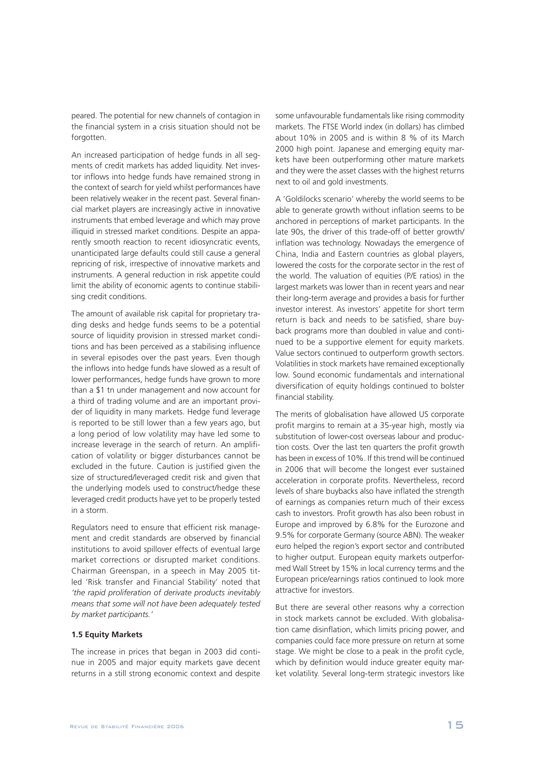peared. The potential for new channels of contagion in the financial system in a crisis situation should not be forgotten.

An increased participation of hedge funds in all segments of credit markets has added liquidity. Net investor inflows into hedge funds have remained strong in the context of search for yield whilst performances have been relatively weaker in the recent past. Several financial market players are increasingly active in innovative instruments that embed leverage and which may prove illiquid in stressed market conditions. Despite an apparently smooth reaction to recent idiosyncratic events, unanticipated large defaults could still cause a general repricing of risk, irrespective of innovative markets and instruments. A general reduction in risk appetite could limit the ability of economic agents to continue stabilising credit conditions.

The amount of available risk capital for proprietary trading desks and hedge funds seems to be a potential source of liquidity provision in stressed market conditions and has been perceived as a stabilising influence in several episodes over the past years. Even though the inflows into hedge funds have slowed as a result of lower performances, hedge funds have grown to more than a $1 tn under management and now account for a third of trading volume and are an important provider of liquidity in many markets. Hedge fund leverage is reported to be still lower than a few years ago, but a long period of low volatility may have led some to increase leverage in the search of return. An amplification of volatility or bigger disturbances cannot be excluded in the future. Caution is justified given the size of structured/leveraged credit risk and given that the underlying models used to construct/hedge these leveraged credit products have yet to be properly tested in a storm.

Regulators need to ensure that efficient risk management and credit standards are observed by financial institutions to avoid spillover effects of eventual large market corrections or disrupted market conditions. Chairman Greenspan, in a speech in May 2005 titled 'Risk transfer and Financial Stability' noted that *'the rapid proliferation of derivate products inevitably means that some will not have been adequately tested by market participants.'*

#### 1.5 Equity Markets

The increase in prices that began in 2003 did continue in 2005 and major equity markets gave decent returns in a still strong economic context and despite some unfavourable fundamentals like rising commodity markets. The FTSE World index (in dollars) has climbed about 10% in 2005 and is within 8 % of its March 2000 high point. Japanese and emerging equity markets have been outperforming other mature markets and they were the asset classes with the highest returns next to oil and gold investments.

A 'Goldilocks scenario' whereby the world seems to be able to generate growth without inflation seems to be anchored in perceptions of market participants. In the late 90s, the driver of this trade-off of better growth/inflation was technology. Nowadays the emergence of China, India and Eastern countries as global players, lowered the costs for the corporate sector in the rest of the world. The valuation of equities (P/E ratios) in the largest markets was lower than in recent years and near their long-term average and provides a basis for further investor interest. As investors' appetite for short term return is back and needs to be satisfied, share buyback programs more than doubled in value and continued to be a supportive element for equity markets. Value sectors continued to outperform growth sectors. Volatilities in stock markets have remained exceptionally low. Sound economic fundamentals and international diversification of equity holdings continued to bolster financial stability.

The merits of globalisation have allowed US corporate profit margins to remain at a 35-year high, mostly via substitution of lower-cost overseas labour and production costs. Over the last ten quarters the profit growth has been in excess of 10%. If this trend will be continued in 2006 that will become the longest ever sustained acceleration in corporate profits. Nevertheless, record levels of share buybacks also have inflated the strength of earnings as companies return much of their excess cash to investors. Profit growth has also been robust in Europe and improved by 6.8% for the Eurozone and 9.5% for corporate Germany (source ABN). The weaker euro helped the region's export sector and contributed to higher output. European equity markets outperformed Wall Street by 15% in local currency terms and the European price/earnings ratios continued to look more attractive for investors.

But there are several other reasons why a correction in stock markets cannot be excluded. With globalisation came disinflation, which limits pricing power, and companies could face more pressure on return at some stage. We might be close to a peak in the profit cycle, which by definition would induce greater equity market volatility. Several long-term strategic investors like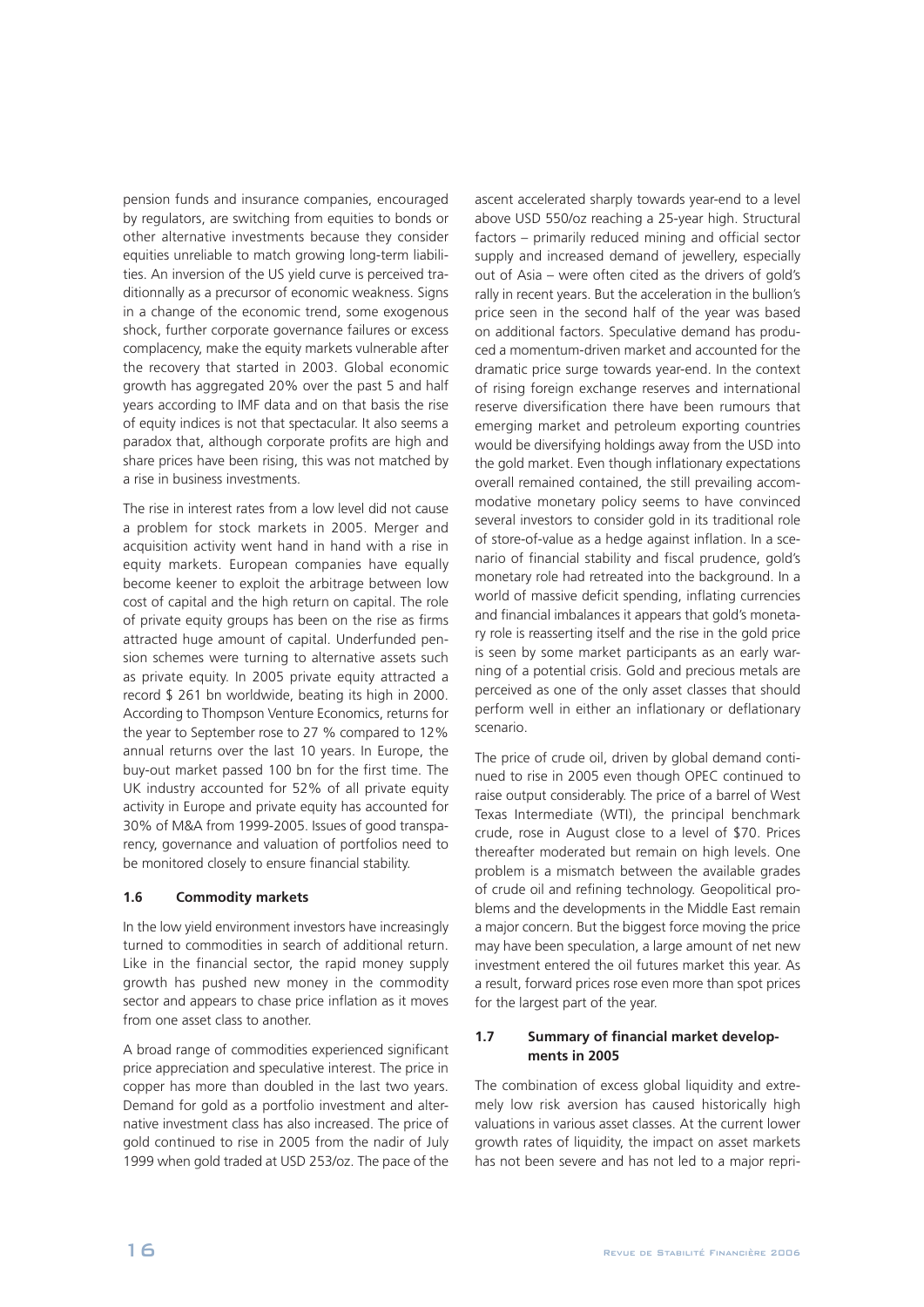pension funds and insurance companies, encouraged by regulators, are switching from equities to bonds or other alternative investments because they consider equities unreliable to match growing long-term liabilities. An inversion of the US yield curve is perceived traditionnally as a precursor of economic weakness. Signs in a change of the economic trend, some exogenous shock, further corporate governance failures or excess complacency, make the equity markets vulnerable after the recovery that started in 2003. Global economic growth has aggregated 20% over the past 5 and half years according to IMF data and on that basis the rise of equity indices is not that spectacular. It also seems a paradox that, although corporate profits are high and share prices have been rising, this was not matched by a rise in business investments.

The rise in interest rates from a low level did not cause a problem for stock markets in 2005. Merger and acquisition activity went hand in hand with a rise in equity markets. European companies have equally become keener to exploit the arbitrage between low cost of capital and the high return on capital. The role of private equity groups has been on the rise as firms attracted huge amount of capital. Underfunded pension schemes were turning to alternative assets such as private equity. In 2005 private equity attracted a record $ 261 bn worldwide, beating its high in 2000. According to Thompson Venture Economics, returns for the year to September rose to 27 % compared to 12% annual returns over the last 10 years. In Europe, the buy-out market passed 100 bn for the first time. The UK industry accounted for 52% of all private equity activity in Europe and private equity has accounted for 30% of M&A from 1999-2005. Issues of good transparency, governance and valuation of portfolios need to be monitored closely to ensure financial stability.

### 1.6 Commodity markets

In the low yield environment investors have increasingly turned to commodities in search of additional return. Like in the financial sector, the rapid money supply growth has pushed new money in the commodity sector and appears to chase price inflation as it moves from one asset class to another.

A broad range of commodities experienced significant price appreciation and speculative interest. The price in copper has more than doubled in the last two years. Demand for gold as a portfolio investment and alternative investment class has also increased. The price of gold continued to rise in 2005 from the nadir of July 1999 when gold traded at USD 253/oz. The pace of the ascent accelerated sharply towards year-end to a level above USD 550/oz reaching a 25-year high. Structural factors – primarily reduced mining and official sector supply and increased demand of jewellery, especially out of Asia – were often cited as the drivers of gold's rally in recent years. But the acceleration in the bullion's price seen in the second half of the year was based on additional factors. Speculative demand has produced a momentum-driven market and accounted for the dramatic price surge towards year-end. In the context of rising foreign exchange reserves and international reserve diversification there have been rumours that emerging market and petroleum exporting countries would be diversifying holdings away from the USD into the gold market. Even though inflationary expectations overall remained contained, the still prevailing accommodative monetary policy seems to have convinced several investors to consider gold in its traditional role of store-of-value as a hedge against inflation. In a scenario of financial stability and fiscal prudence, gold's monetary role had retreated into the background. In a world of massive deficit spending, inflating currencies and financial imbalances it appears that gold's monetary role is reasserting itself and the rise in the gold price is seen by some market participants as an early warning of a potential crisis. Gold and precious metals are perceived as one of the only asset classes that should perform well in either an inflationary or deflationary scenario.

The price of crude oil, driven by global demand continued to rise in 2005 even though OPEC continued to raise output considerably. The price of a barrel of West Texas Intermediate (WTI), the principal benchmark crude, rose in August close to a level of $70. Prices thereafter moderated but remain on high levels. One problem is a mismatch between the available grades of crude oil and refining technology. Geopolitical problems and the developments in the Middle East remain a major concern. But the biggest force moving the price may have been speculation, a large amount of net new investment entered the oil futures market this year. As a result, forward prices rose even more than spot prices for the largest part of the year.

### 1.7 Summary of financial market developments in 2005

The combination of excess global liquidity and extremely low risk aversion has caused historically high valuations in various asset classes. At the current lower growth rates of liquidity, the impact on asset markets has not been severe and has not led to a major repri-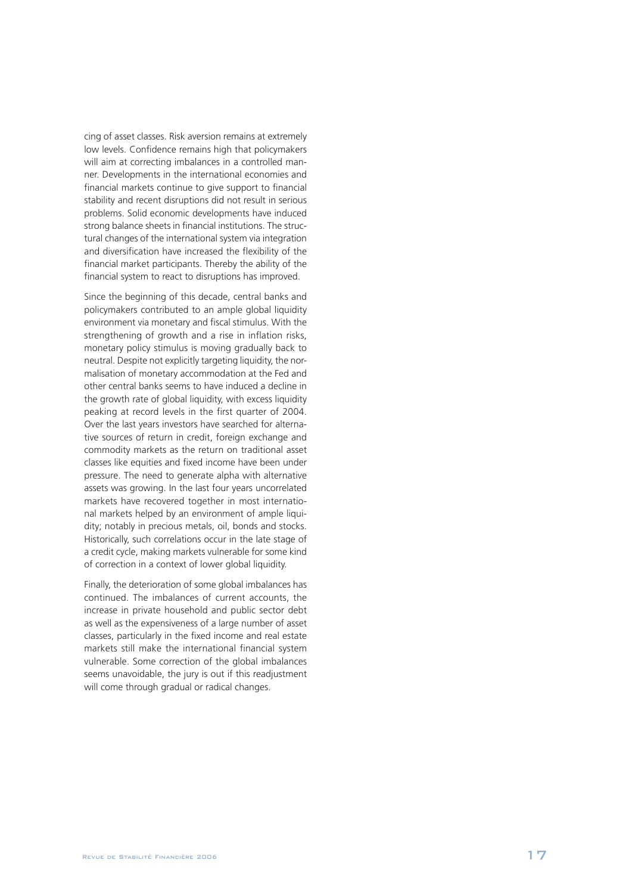cing of asset classes. Risk aversion remains at extremely low levels. Confidence remains high that policymakers will aim at correcting imbalances in a controlled manner. Developments in the international economies and financial markets continue to give support to financial stability and recent disruptions did not result in serious problems. Solid economic developments have induced strong balance sheets in financial institutions. The structural changes of the international system via integration and diversification have increased the flexibility of the financial market participants. Thereby the ability of the financial system to react to disruptions has improved.

Since the beginning of this decade, central banks and policymakers contributed to an ample global liquidity environment via monetary and fiscal stimulus. With the strengthening of growth and a rise in inflation risks, monetary policy stimulus is moving gradually back to neutral. Despite not explicitly targeting liquidity, the normalisation of monetary accommodation at the Fed and other central banks seems to have induced a decline in the growth rate of global liquidity, with excess liquidity peaking at record levels in the first quarter of 2004. Over the last years investors have searched for alternative sources of return in credit, foreign exchange and commodity markets as the return on traditional asset classes like equities and fixed income have been under pressure. The need to generate alpha with alternative assets was growing. In the last four years uncorrelated markets have recovered together in most international markets helped by an environment of ample liquidity; notably in precious metals, oil, bonds and stocks. Historically, such correlations occur in the late stage of a credit cycle, making markets vulnerable for some kind of correction in a context of lower global liquidity.

Finally, the deterioration of some global imbalances has continued. The imbalances of current accounts, the increase in private household and public sector debt as well as the expensiveness of a large number of asset classes, particularly in the fixed income and real estate markets still make the international financial system vulnerable. Some correction of the global imbalances seems unavoidable, the jury is out if this readjustment will come through gradual or radical changes.